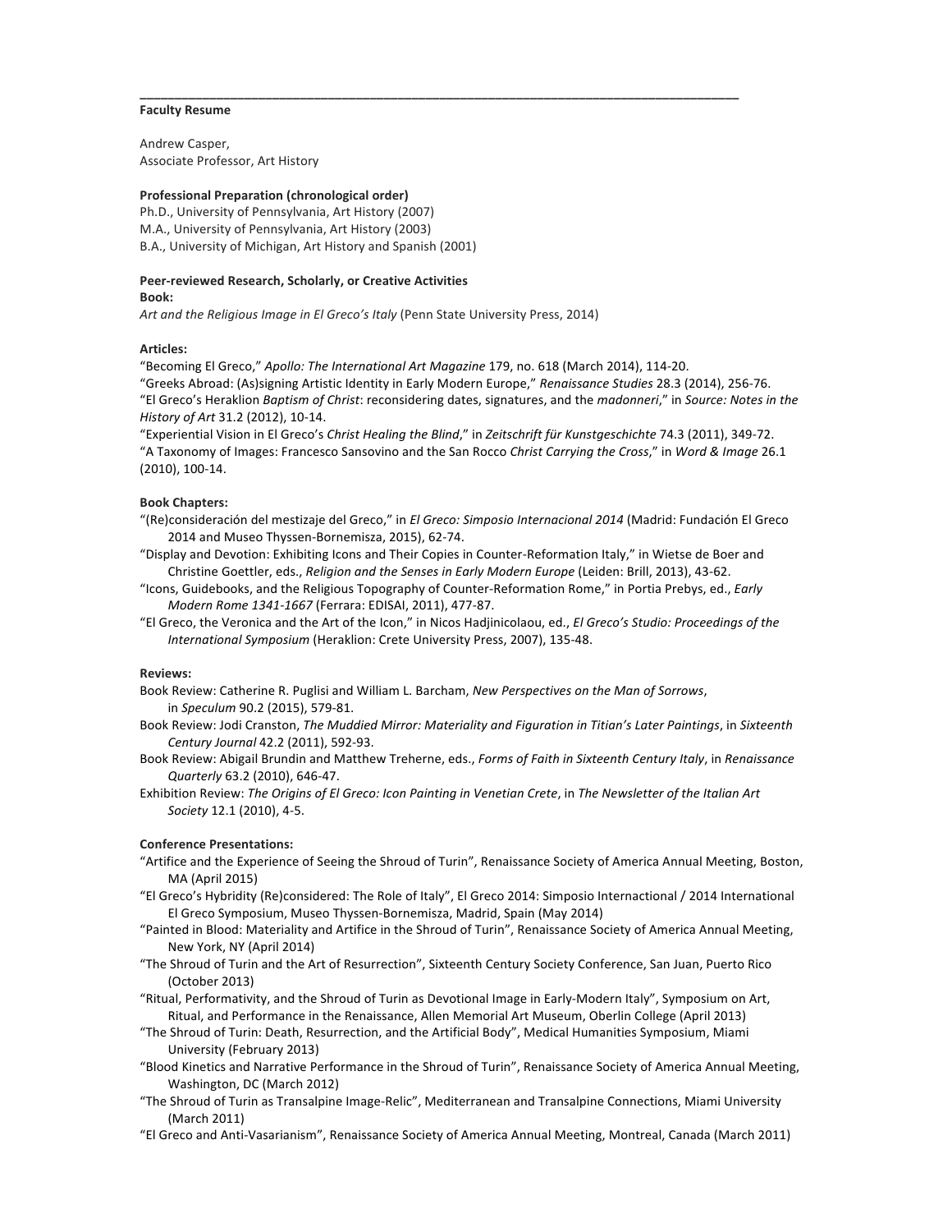**Faculty Resume**

Andrew Casper,
Associate Professor, Art History

**Professional Preparation (chronological order)**

Ph.D., University of Pennsylvania, Art History (2007)
M.A., University of Pennsylvania, Art History (2003)
B.A., University of Michigan, Art History and Spanish (2001)

**Peer-reviewed Research, Scholarly, or Creative Activities**

**Book:**

*Art and the Religious Image in El Greco's Italy* (Penn State University Press, 2014)

**Articles:**

"Becoming El Greco," *Apollo: The International Art Magazine* 179, no. 618 (March 2014), 114-20.
"Greeks Abroad: (As)signing Artistic Identity in Early Modern Europe," *Renaissance Studies* 28.3 (2014), 256-76.
"El Greco's Heraklion *Baptism of Christ*: reconsidering dates, signatures, and the *madonneri*," in *Source: Notes in the History of Art* 31.2 (2012), 10-14.
"Experiential Vision in El Greco's *Christ Healing the Blind*," in *Zeitschrift für Kunstgeschichte* 74.3 (2011), 349-72.
"A Taxonomy of Images: Francesco Sansovino and the San Rocco *Christ Carrying the Cross*," in *Word & Image* 26.1 (2010), 100-14.

**Book Chapters:**

"(Re)consideración del mestizaje del Greco," in *El Greco: Simposio Internacional 2014* (Madrid: Fundación El Greco 2014 and Museo Thyssen-Bornemisza, 2015), 62-74.
"Display and Devotion: Exhibiting Icons and Their Copies in Counter-Reformation Italy," in Wietse de Boer and Christine Goettler, eds., *Religion and the Senses in Early Modern Europe* (Leiden: Brill, 2013), 43-62.
"Icons, Guidebooks, and the Religious Topography of Counter-Reformation Rome," in Portia Prebys, ed., *Early Modern Rome 1341-1667* (Ferrara: EDISAI, 2011), 477-87.
"El Greco, the Veronica and the Art of the Icon," in Nicos Hadjinicolaou, ed., *El Greco's Studio: Proceedings of the International Symposium* (Heraklion: Crete University Press, 2007), 135-48.

**Reviews:**

Book Review: Catherine R. Puglisi and William L. Barcham, *New Perspectives on the Man of Sorrows*, in *Speculum* 90.2 (2015), 579-81.
Book Review: Jodi Cranston, *The Muddied Mirror: Materiality and Figuration in Titian's Later Paintings*, in *Sixteenth Century Journal* 42.2 (2011), 592-93.
Book Review: Abigail Brundin and Matthew Treherne, eds., *Forms of Faith in Sixteenth Century Italy*, in *Renaissance Quarterly* 63.2 (2010), 646-47.
Exhibition Review: *The Origins of El Greco: Icon Painting in Venetian Crete*, in *The Newsletter of the Italian Art Society* 12.1 (2010), 4-5.

**Conference Presentations:**

"Artifice and the Experience of Seeing the Shroud of Turin", Renaissance Society of America Annual Meeting, Boston, MA (April 2015)
"El Greco's Hybridity (Re)considered: The Role of Italy", El Greco 2014: Simposio Internactional / 2014 International El Greco Symposium, Museo Thyssen-Bornemisza, Madrid, Spain (May 2014)
"Painted in Blood: Materiality and Artifice in the Shroud of Turin", Renaissance Society of America Annual Meeting, New York, NY (April 2014)
"The Shroud of Turin and the Art of Resurrection", Sixteenth Century Society Conference, San Juan, Puerto Rico (October 2013)
"Ritual, Performativity, and the Shroud of Turin as Devotional Image in Early-Modern Italy", Symposium on Art, Ritual, and Performance in the Renaissance, Allen Memorial Art Museum, Oberlin College (April 2013)
"The Shroud of Turin: Death, Resurrection, and the Artificial Body", Medical Humanities Symposium, Miami University (February 2013)
"Blood Kinetics and Narrative Performance in the Shroud of Turin", Renaissance Society of America Annual Meeting, Washington, DC (March 2012)
"The Shroud of Turin as Transalpine Image-Relic", Mediterranean and Transalpine Connections, Miami University (March 2011)
"El Greco and Anti-Vasarianism", Renaissance Society of America Annual Meeting, Montreal, Canada (March 2011)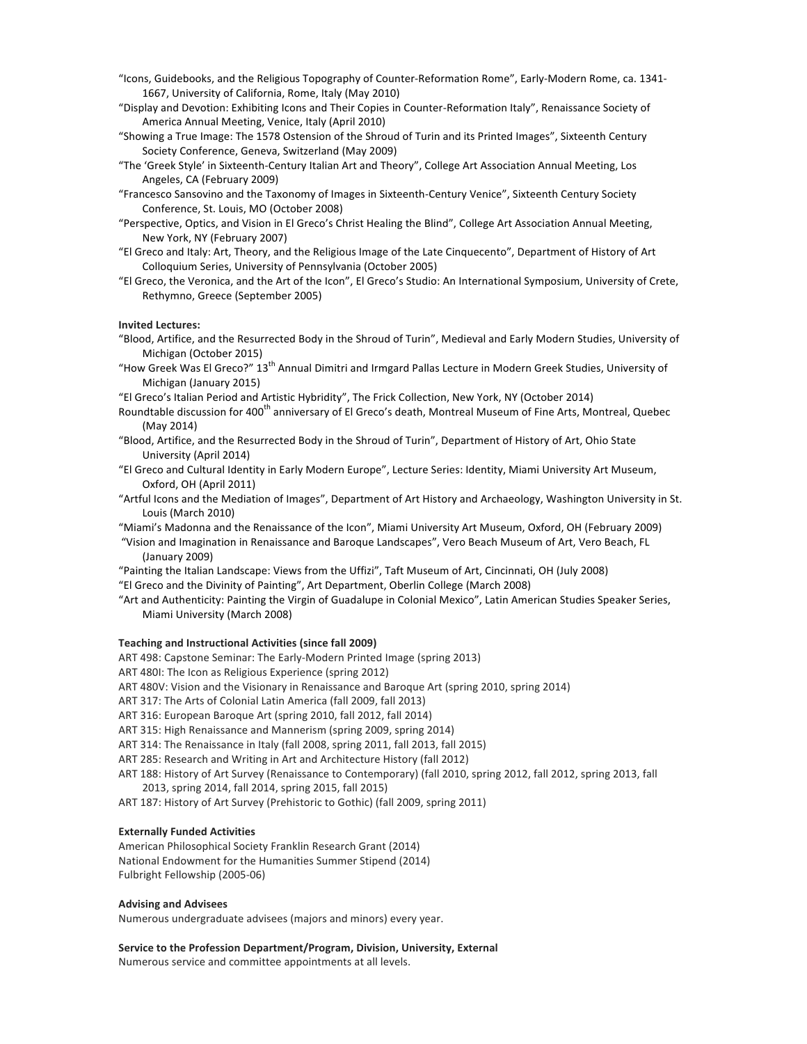"Icons, Guidebooks, and the Religious Topography of Counter-Reformation Rome", Early-Modern Rome, ca. 1341-1667, University of California, Rome, Italy (May 2010)

"Display and Devotion: Exhibiting Icons and Their Copies in Counter-Reformation Italy", Renaissance Society of America Annual Meeting, Venice, Italy (April 2010)

"Showing a True Image: The 1578 Ostension of the Shroud of Turin and its Printed Images", Sixteenth Century Society Conference, Geneva, Switzerland (May 2009)

"The 'Greek Style' in Sixteenth-Century Italian Art and Theory", College Art Association Annual Meeting, Los Angeles, CA (February 2009)

"Francesco Sansovino and the Taxonomy of Images in Sixteenth-Century Venice", Sixteenth Century Society Conference, St. Louis, MO (October 2008)

"Perspective, Optics, and Vision in El Greco's Christ Healing the Blind", College Art Association Annual Meeting, New York, NY (February 2007)

"El Greco and Italy: Art, Theory, and the Religious Image of the Late Cinquecento", Department of History of Art Colloquium Series, University of Pennsylvania (October 2005)

"El Greco, the Veronica, and the Art of the Icon", El Greco's Studio: An International Symposium, University of Crete, Rethymno, Greece (September 2005)

**Invited Lectures:**

"Blood, Artifice, and the Resurrected Body in the Shroud of Turin", Medieval and Early Modern Studies, University of Michigan (October 2015)

"How Greek Was El Greco?" 13th Annual Dimitri and Irmgard Pallas Lecture in Modern Greek Studies, University of Michigan (January 2015)

"El Greco's Italian Period and Artistic Hybridity", The Frick Collection, New York, NY (October 2014)

Roundtable discussion for 400th anniversary of El Greco's death, Montreal Museum of Fine Arts, Montreal, Quebec (May 2014)

"Blood, Artifice, and the Resurrected Body in the Shroud of Turin", Department of History of Art, Ohio State University (April 2014)

"El Greco and Cultural Identity in Early Modern Europe", Lecture Series: Identity, Miami University Art Museum, Oxford, OH (April 2011)

"Artful Icons and the Mediation of Images", Department of Art History and Archaeology, Washington University in St. Louis (March 2010)

"Miami's Madonna and the Renaissance of the Icon", Miami University Art Museum, Oxford, OH (February 2009)

"Vision and Imagination in Renaissance and Baroque Landscapes", Vero Beach Museum of Art, Vero Beach, FL (January 2009)

"Painting the Italian Landscape: Views from the Uffizi", Taft Museum of Art, Cincinnati, OH (July 2008)

"El Greco and the Divinity of Painting", Art Department, Oberlin College (March 2008)

"Art and Authenticity: Painting the Virgin of Guadalupe in Colonial Mexico", Latin American Studies Speaker Series, Miami University (March 2008)

**Teaching and Instructional Activities (since fall 2009)**

ART 498: Capstone Seminar: The Early-Modern Printed Image (spring 2013)

ART 480I: The Icon as Religious Experience (spring 2012)

ART 480V: Vision and the Visionary in Renaissance and Baroque Art (spring 2010, spring 2014)

ART 317: The Arts of Colonial Latin America (fall 2009, fall 2013)

ART 316: European Baroque Art (spring 2010, fall 2012, fall 2014)

ART 315: High Renaissance and Mannerism (spring 2009, spring 2014)

ART 314: The Renaissance in Italy (fall 2008, spring 2011, fall 2013, fall 2015)

ART 285: Research and Writing in Art and Architecture History (fall 2012)

ART 188: History of Art Survey (Renaissance to Contemporary) (fall 2010, spring 2012, fall 2012, spring 2013, fall 2013, spring 2014, fall 2014, spring 2015, fall 2015)

ART 187: History of Art Survey (Prehistoric to Gothic) (fall 2009, spring 2011)

**Externally Funded Activities**

American Philosophical Society Franklin Research Grant (2014)

National Endowment for the Humanities Summer Stipend (2014)

Fulbright Fellowship (2005-06)

**Advising and Advisees**

Numerous undergraduate advisees (majors and minors) every year.

**Service to the Profession Department/Program, Division, University, External**

Numerous service and committee appointments at all levels.